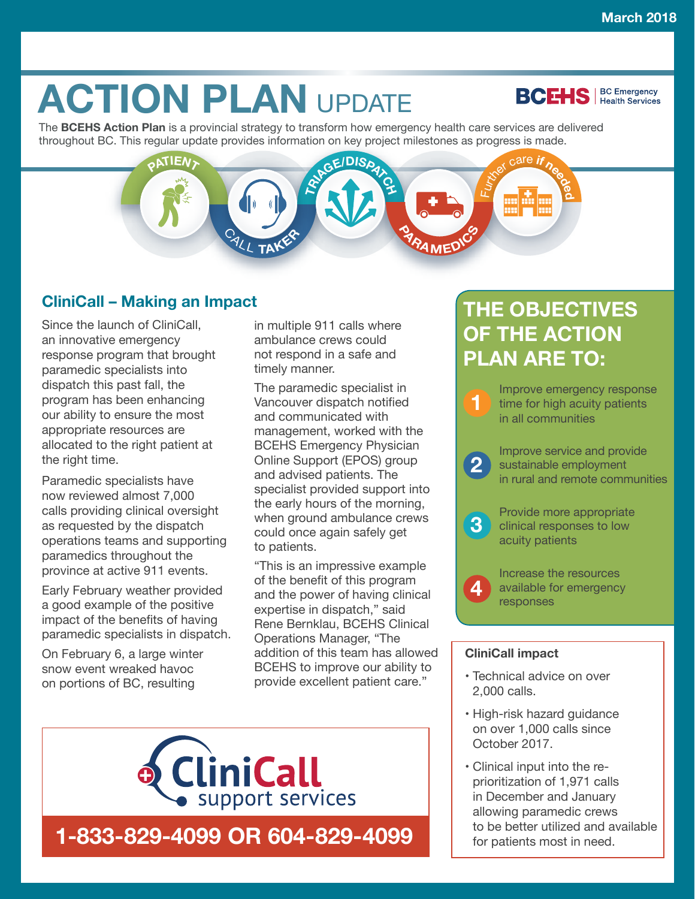March 2018

# ACTION PLAN UPDATE

BCEHS | BC Emergency Health Services

The **BCEHS Action Plan** is a provincial strategy to transform how emergency health care services are delivered throughout BC. This regular update provides information on key project milestones as progress is made.

PATIENT — CALL TAKER — TRIAGE/DISPATCH — PARAMEDICS — Further care if needed

## CliniCall – Making an Impact

Since the launch of CliniCall, an innovative emergency response program that brought paramedic specialists into dispatch this past fall, the program has been enhancing our ability to ensure the most appropriate resources are allocated to the right patient at the right time.

Paramedic specialists have now reviewed almost 7,000 calls providing clinical oversight as requested by the dispatch operations teams and supporting paramedics throughout the province at active 911 events.

Early February weather provided a good example of the positive impact of the benefits of having paramedic specialists in dispatch.

On February 6, a large winter snow event wreaked havoc on portions of BC, resulting in multiple 911 calls where ambulance crews could not respond in a safe and timely manner.

The paramedic specialist in Vancouver dispatch notified and communicated with management, worked with the BCEHS Emergency Physician Online Support (EPOS) group and advised patients. The specialist provided support into the early hours of the morning, when ground ambulance crews could once again safely get to patients.

"This is an impressive example of the benefit of this program and the power of having clinical expertise in dispatch," said Rene Bernklau, BCEHS Clinical Operations Manager, "The addition of this team has allowed BCEHS to improve our ability to provide excellent patient care."

**CliniCall support services**

**1-833-829-4099 OR 604-829-4099**

## THE OBJECTIVES OF THE ACTION PLAN ARE TO:

1. Improve emergency response time for high acuity patients in all communities
2. Improve service and provide sustainable employment in rural and remote communities
3. Provide more appropriate clinical responses to low acuity patients
4. Increase the resources available for emergency responses

### CliniCall impact

- Technical advice on over 2,000 calls.
- High-risk hazard guidance on over 1,000 calls since October 2017.
- Clinical input into the re-prioritization of 1,971 calls in December and January allowing paramedic crews to be better utilized and available for patients most in need.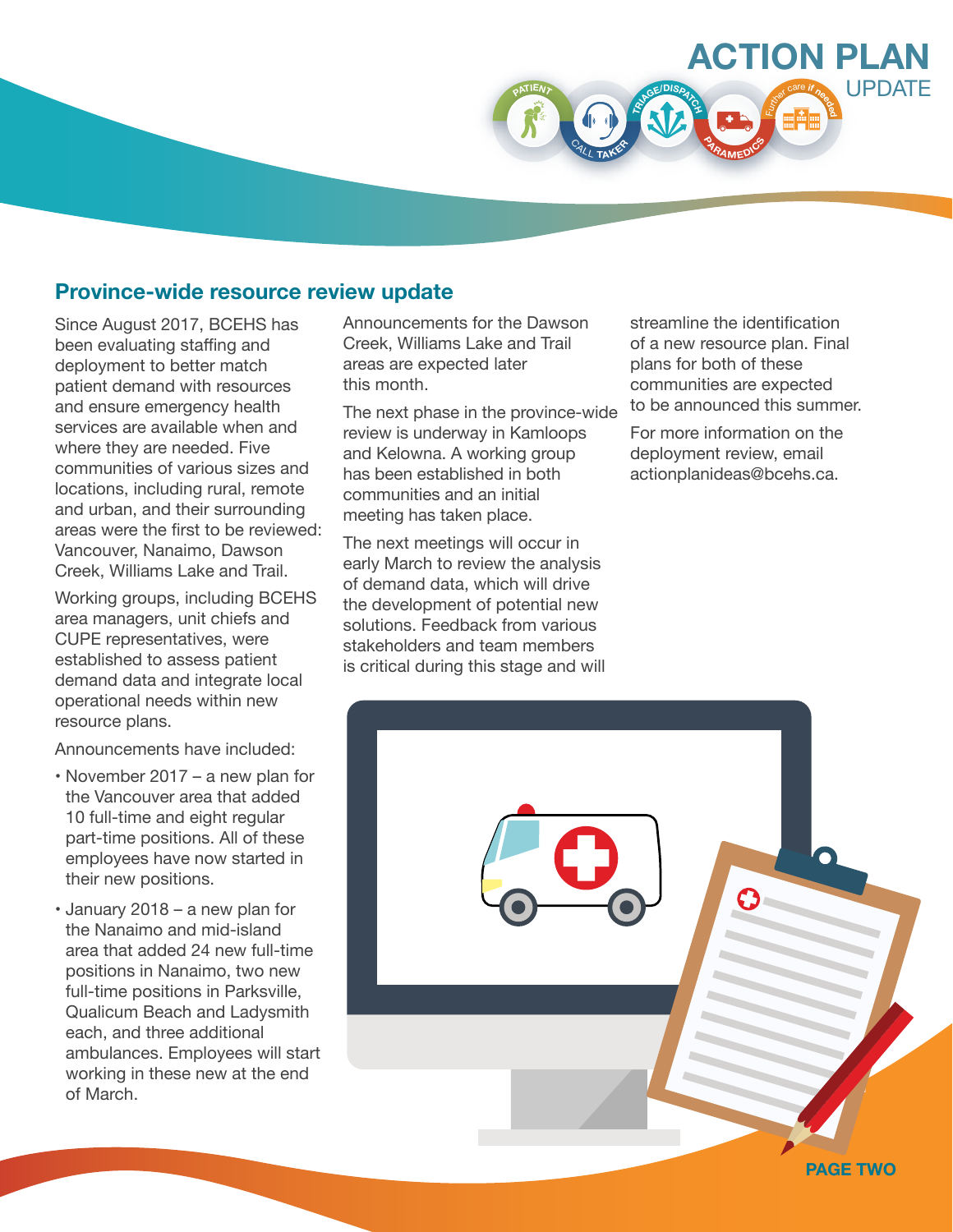## Province-wide resource review update

Since August 2017, BCEHS has been evaluating staffing and deployment to better match patient demand with resources and ensure emergency health services are available when and where they are needed. Five communities of various sizes and locations, including rural, remote and urban, and their surrounding areas were the first to be reviewed: Vancouver, Nanaimo, Dawson Creek, Williams Lake and Trail.

Working groups, including BCEHS area managers, unit chiefs and CUPE representatives, were established to assess patient demand data and integrate local operational needs within new resource plans.

Announcements have included:

- November 2017 – a new plan for the Vancouver area that added 10 full-time and eight regular part-time positions. All of these employees have now started in their new positions.
- January 2018 – a new plan for the Nanaimo and mid-island area that added 24 new full-time positions in Nanaimo, two new full-time positions in Parksville, Qualicum Beach and Ladysmith each, and three additional ambulances. Employees will start working in these new at the end of March.

Announcements for the Dawson Creek, Williams Lake and Trail areas are expected later this month.

The next phase in the province-wide review is underway in Kamloops and Kelowna. A working group has been established in both communities and an initial meeting has taken place.

The next meetings will occur in early March to review the analysis of demand data, which will drive the development of potential new solutions. Feedback from various stakeholders and team members is critical during this stage and will streamline the identification of a new resource plan. Final plans for both of these communities are expected to be announced this summer.

For more information on the deployment review, email actionplanideas@bcehs.ca.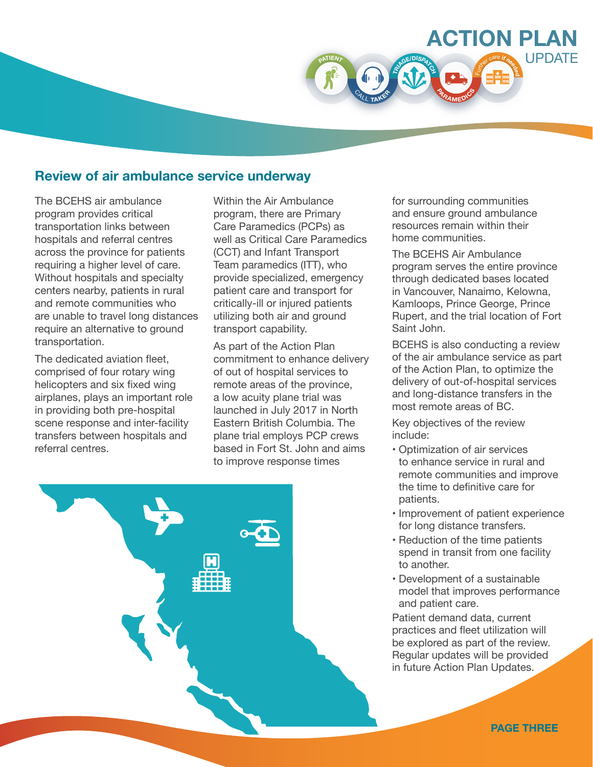## Review of air ambulance service underway

The BCEHS air ambulance program provides critical transportation links between hospitals and referral centres across the province for patients requiring a higher level of care. Without hospitals and specialty centers nearby, patients in rural and remote communities who are unable to travel long distances require an alternative to ground transportation.

The dedicated aviation fleet, comprised of four rotary wing helicopters and six fixed wing airplanes, plays an important role in providing both pre-hospital scene response and inter-facility transfers between hospitals and referral centres.

Within the Air Ambulance program, there are Primary Care Paramedics (PCPs) as well as Critical Care Paramedics (CCT) and Infant Transport Team paramedics (ITT), who provide specialized, emergency patient care and transport for critically-ill or injured patients utilizing both air and ground transport capability.

As part of the Action Plan commitment to enhance delivery of out of hospital services to remote areas of the province, a low acuity plane trial was launched in July 2017 in North Eastern British Columbia. The plane trial employs PCP crews based in Fort St. John and aims to improve response times for surrounding communities and ensure ground ambulance resources remain within their home communities.

The BCEHS Air Ambulance program serves the entire province through dedicated bases located in Vancouver, Nanaimo, Kelowna, Kamloops, Prince George, Prince Rupert, and the trial location of Fort Saint John.

BCEHS is also conducting a review of the air ambulance service as part of the Action Plan, to optimize the delivery of out-of-hospital services and long-distance transfers in the most remote areas of BC.

Key objectives of the review include:

- Optimization of air services to enhance service in rural and remote communities and improve the time to definitive care for patients.
- Improvement of patient experience for long distance transfers.
- Reduction of the time patients spend in transit from one facility to another.
- Development of a sustainable model that improves performance and patient care.

Patient demand data, current practices and fleet utilization will be explored as part of the review. Regular updates will be provided in future Action Plan Updates.